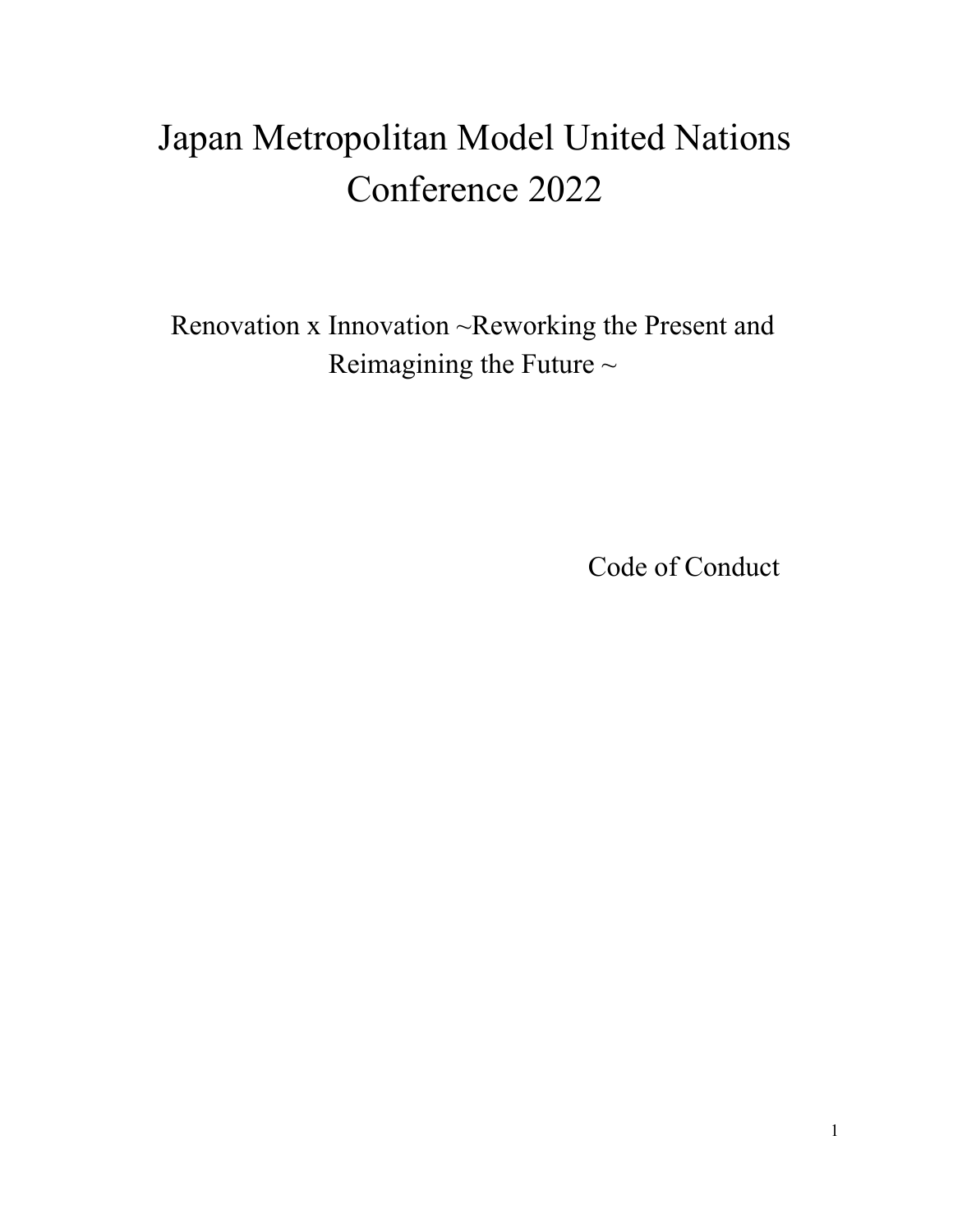# Japan Metropolitan Model United Nations Conference 2022

Renovation x Innovation ~Reworking the Present and Reimagining the Future ~

Code of Conduct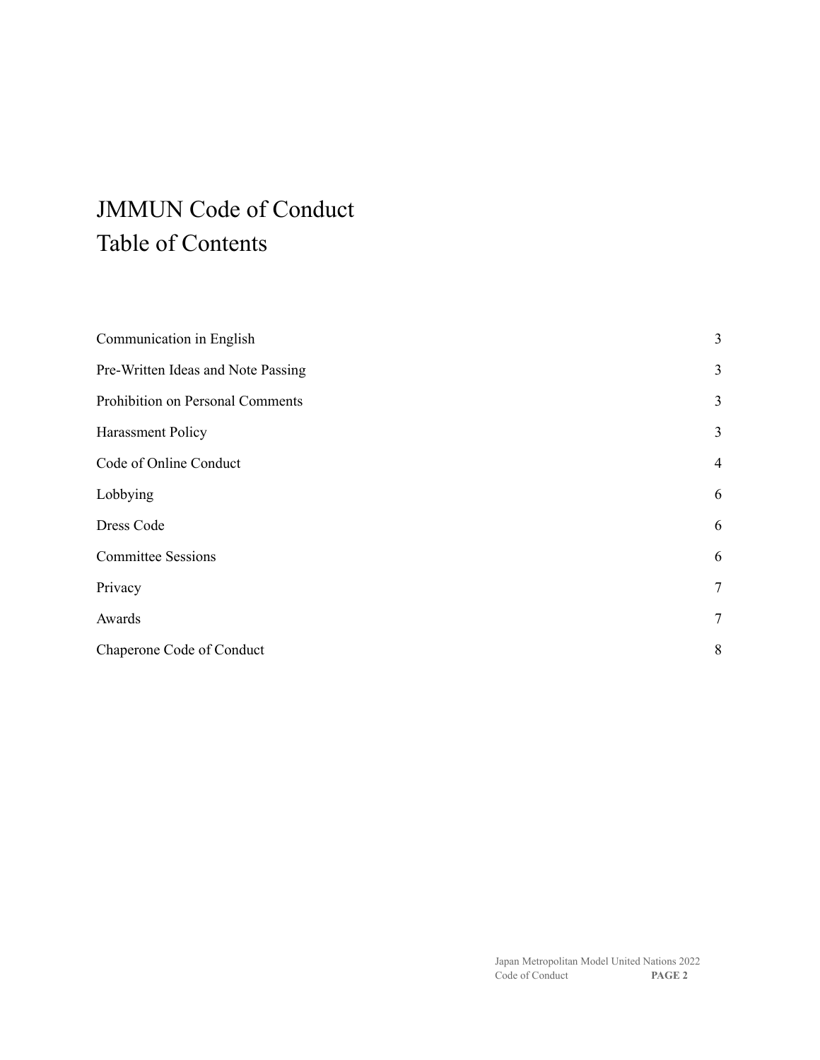# JMMUN Code of Conduct
# Table of Contents

| | |
|---|---|
| Communication in English | 3 |
| Pre-Written Ideas and Note Passing | 3 |
| Prohibition on Personal Comments | 3 |
| Harassment Policy | 3 |
| Code of Online Conduct | 4 |
| Lobbying | 6 |
| Dress Code | 6 |
| Committee Sessions | 6 |
| Privacy | 7 |
| Awards | 7 |
| Chaperone Code of Conduct | 8 |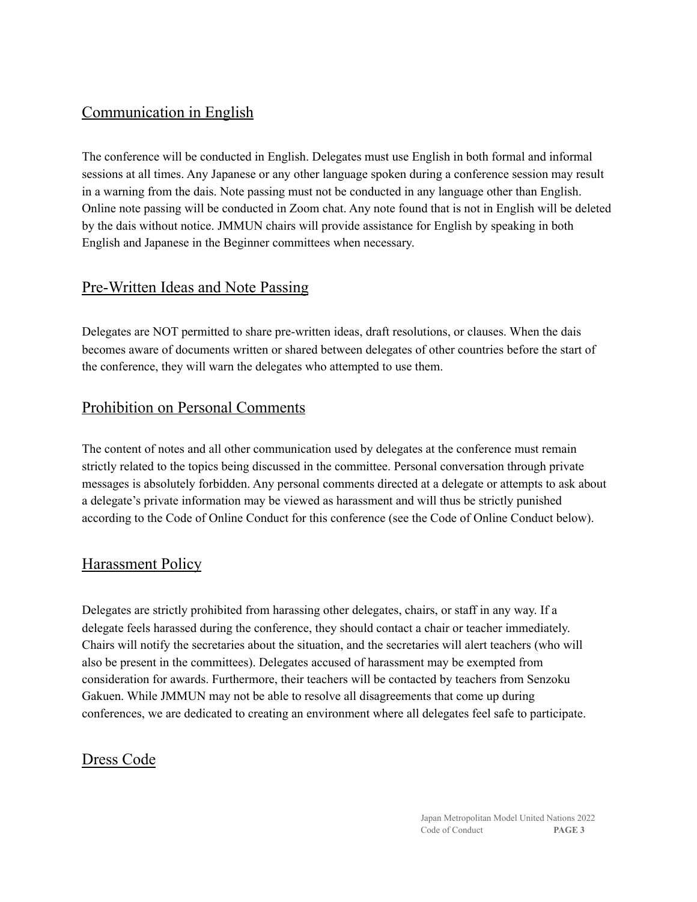## Communication in English

The conference will be conducted in English. Delegates must use English in both formal and informal sessions at all times. Any Japanese or any other language spoken during a conference session may result in a warning from the dais. Note passing must not be conducted in any language other than English. Online note passing will be conducted in Zoom chat. Any note found that is not in English will be deleted by the dais without notice. JMMUN chairs will provide assistance for English by speaking in both English and Japanese in the Beginner committees when necessary.

## Pre-Written Ideas and Note Passing

Delegates are NOT permitted to share pre-written ideas, draft resolutions, or clauses. When the dais becomes aware of documents written or shared between delegates of other countries before the start of the conference, they will warn the delegates who attempted to use them.

## Prohibition on Personal Comments

The content of notes and all other communication used by delegates at the conference must remain strictly related to the topics being discussed in the committee. Personal conversation through private messages is absolutely forbidden. Any personal comments directed at a delegate or attempts to ask about a delegate's private information may be viewed as harassment and will thus be strictly punished according to the Code of Online Conduct for this conference (see the Code of Online Conduct below).

## Harassment Policy

Delegates are strictly prohibited from harassing other delegates, chairs, or staff in any way. If a delegate feels harassed during the conference, they should contact a chair or teacher immediately. Chairs will notify the secretaries about the situation, and the secretaries will alert teachers (who will also be present in the committees). Delegates accused of harassment may be exempted from consideration for awards. Furthermore, their teachers will be contacted by teachers from Senzoku Gakuen. While JMMUN may not be able to resolve all disagreements that come up during conferences, we are dedicated to creating an environment where all delegates feel safe to participate.

## Dress Code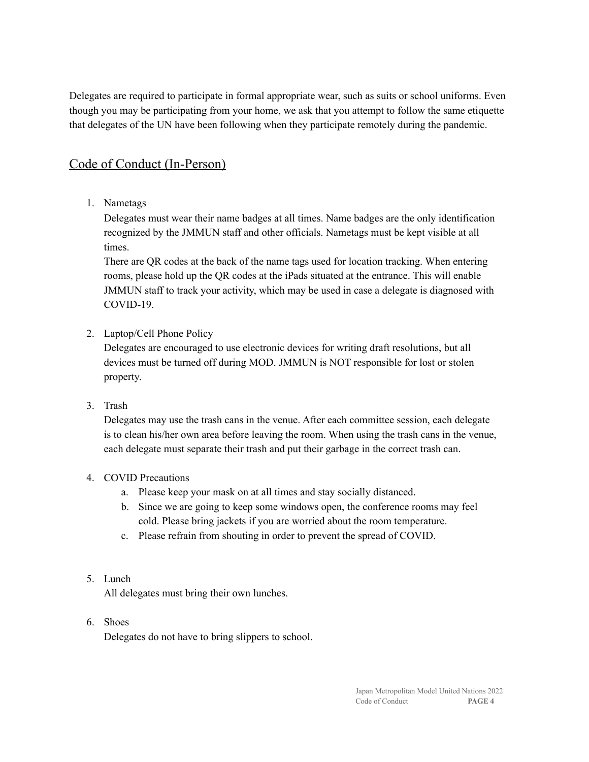Delegates are required to participate in formal appropriate wear, such as suits or school uniforms. Even though you may be participating from your home, we ask that you attempt to follow the same etiquette that delegates of the UN have been following when they participate remotely during the pandemic.

## Code of Conduct (In-Person)

1. Nametags
   
   Delegates must wear their name badges at all times. Name badges are the only identification recognized by the JMMUN staff and other officials. Nametags must be kept visible at all times.
   
   There are QR codes at the back of the name tags used for location tracking. When entering rooms, please hold up the QR codes at the iPads situated at the entrance. This will enable JMMUN staff to track your activity, which may be used in case a delegate is diagnosed with COVID-19.

2. Laptop/Cell Phone Policy
   
   Delegates are encouraged to use electronic devices for writing draft resolutions, but all devices must be turned off during MOD. JMMUN is NOT responsible for lost or stolen property.

3. Trash
   
   Delegates may use the trash cans in the venue. After each committee session, each delegate is to clean his/her own area before leaving the room. When using the trash cans in the venue, each delegate must separate their trash and put their garbage in the correct trash can.

4. COVID Precautions
   a. Please keep your mask on at all times and stay socially distanced.
   b. Since we are going to keep some windows open, the conference rooms may feel cold. Please bring jackets if you are worried about the room temperature.
   c. Please refrain from shouting in order to prevent the spread of COVID.

5. Lunch
   
   All delegates must bring their own lunches.

6. Shoes
   
   Delegates do not have to bring slippers to school.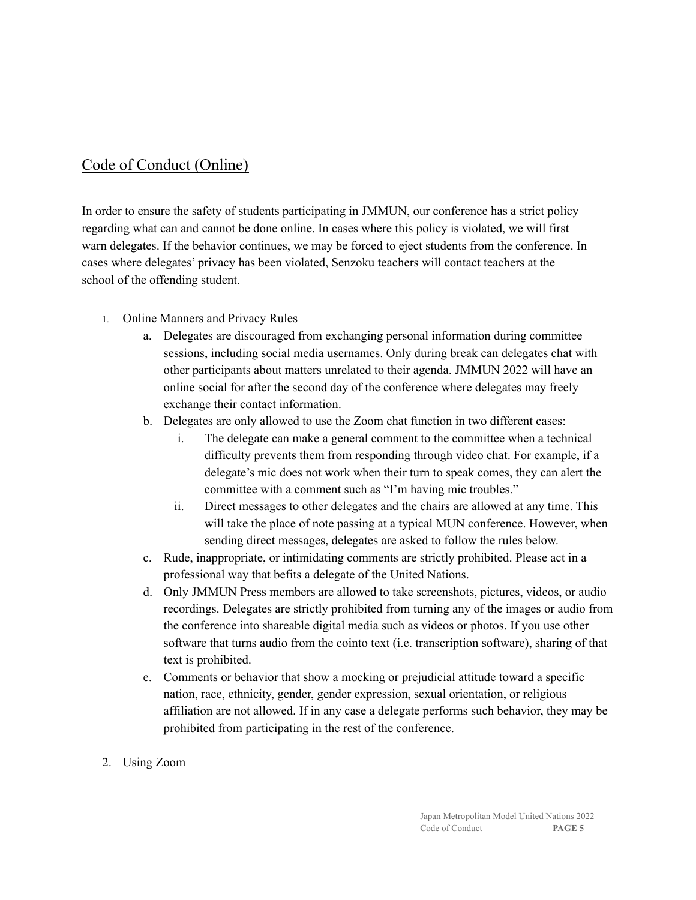## Code of Conduct (Online)

In order to ensure the safety of students participating in JMMUN, our conference has a strict policy regarding what can and cannot be done online. In cases where this policy is violated, we will first warn delegates. If the behavior continues, we may be forced to eject students from the conference. In cases where delegates' privacy has been violated, Senzoku teachers will contact teachers at the school of the offending student.

1. Online Manners and Privacy Rules
    a. Delegates are discouraged from exchanging personal information during committee sessions, including social media usernames. Only during break can delegates chat with other participants about matters unrelated to their agenda. JMMUN 2022 will have an online social for after the second day of the conference where delegates may freely exchange their contact information.
    b. Delegates are only allowed to use the Zoom chat function in two different cases:
        i. The delegate can make a general comment to the committee when a technical difficulty prevents them from responding through video chat. For example, if a delegate's mic does not work when their turn to speak comes, they can alert the committee with a comment such as "I'm having mic troubles."
        ii. Direct messages to other delegates and the chairs are allowed at any time. This will take the place of note passing at a typical MUN conference. However, when sending direct messages, delegates are asked to follow the rules below.
    c. Rude, inappropriate, or intimidating comments are strictly prohibited. Please act in a professional way that befits a delegate of the United Nations.
    d. Only JMMUN Press members are allowed to take screenshots, pictures, videos, or audio recordings. Delegates are strictly prohibited from turning any of the images or audio from the conference into shareable digital media such as videos or photos. If you use other software that turns audio from the cointo text (i.e. transcription software), sharing of that text is prohibited.
    e. Comments or behavior that show a mocking or prejudicial attitude toward a specific nation, race, ethnicity, gender, gender expression, sexual orientation, or religious affiliation are not allowed. If in any case a delegate performs such behavior, they may be prohibited from participating in the rest of the conference.

2. Using Zoom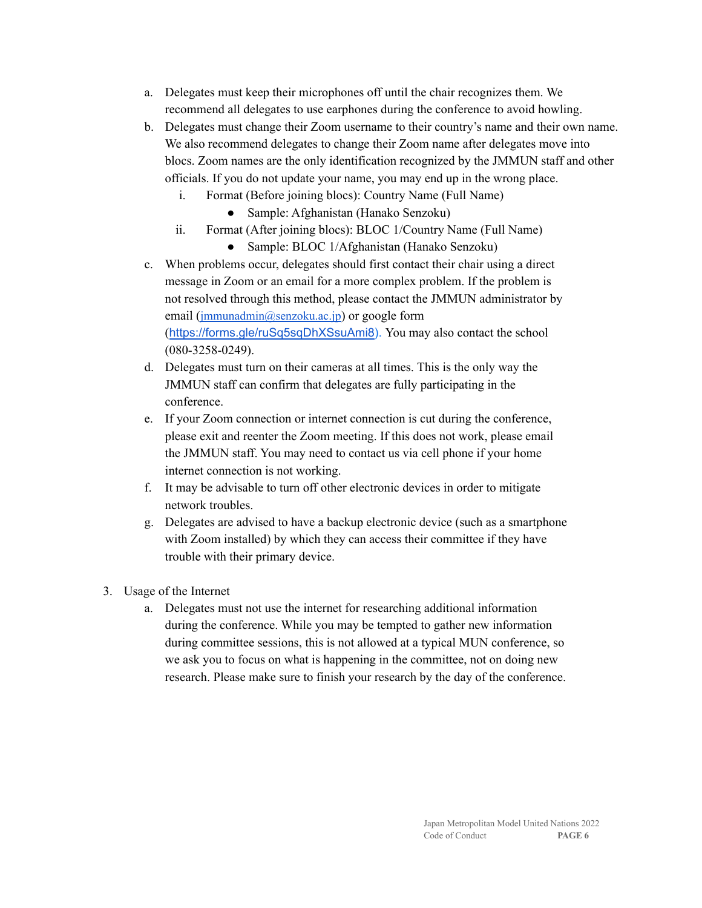a. Delegates must keep their microphones off until the chair recognizes them. We recommend all delegates to use earphones during the conference to avoid howling.

b. Delegates must change their Zoom username to their country's name and their own name. We also recommend delegates to change their Zoom name after delegates move into blocs. Zoom names are the only identification recognized by the JMMUN staff and other officials. If you do not update your name, you may end up in the wrong place.

   i. Format (Before joining blocs): Country Name (Full Name)
      - Sample: Afghanistan (Hanako Senzoku)

   ii. Format (After joining blocs): BLOC 1/Country Name (Full Name)
      - Sample: BLOC 1/Afghanistan (Hanako Senzoku)

c. When problems occur, delegates should first contact their chair using a direct message in Zoom or an email for a more complex problem. If the problem is not resolved through this method, please contact the JMMUN administrator by email (jmmunadmin@senzoku.ac.jp) or google form (https://forms.gle/ruSq5sqDhXSsuAmi8). You may also contact the school (080-3258-0249).

d. Delegates must turn on their cameras at all times. This is the only way the JMMUN staff can confirm that delegates are fully participating in the conference.

e. If your Zoom connection or internet connection is cut during the conference, please exit and reenter the Zoom meeting. If this does not work, please email the JMMUN staff. You may need to contact us via cell phone if your home internet connection is not working.

f. It may be advisable to turn off other electronic devices in order to mitigate network troubles.

g. Delegates are advised to have a backup electronic device (such as a smartphone with Zoom installed) by which they can access their committee if they have trouble with their primary device.

3. Usage of the Internet

   a. Delegates must not use the internet for researching additional information during the conference. While you may be tempted to gather new information during committee sessions, this is not allowed at a typical MUN conference, so we ask you to focus on what is happening in the committee, not on doing new research. Please make sure to finish your research by the day of the conference.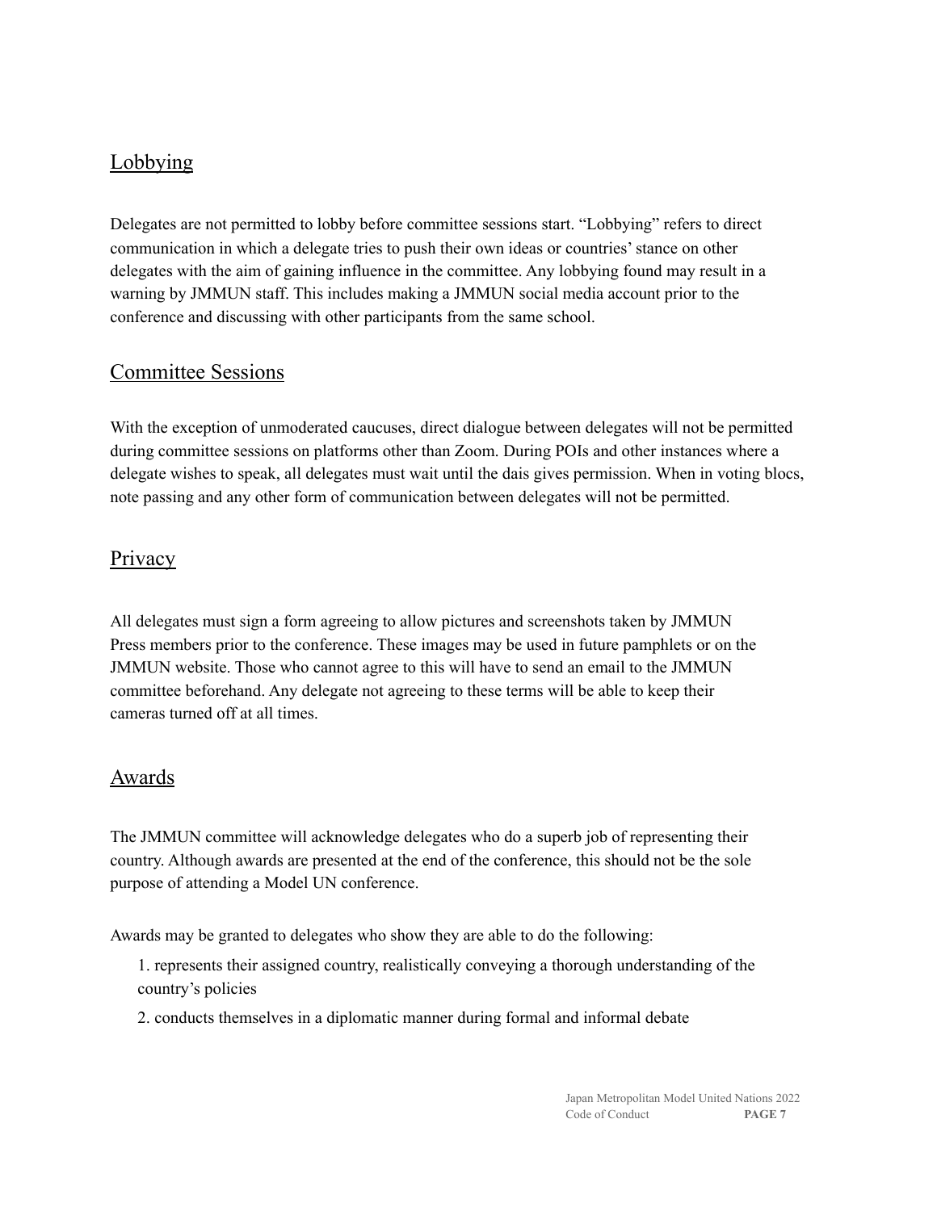## Lobbying

Delegates are not permitted to lobby before committee sessions start. “Lobbying” refers to direct communication in which a delegate tries to push their own ideas or countries’ stance on other delegates with the aim of gaining influence in the committee. Any lobbying found may result in a warning by JMMUN staff. This includes making a JMMUN social media account prior to the conference and discussing with other participants from the same school.

## Committee Sessions

With the exception of unmoderated caucuses, direct dialogue between delegates will not be permitted during committee sessions on platforms other than Zoom. During POIs and other instances where a delegate wishes to speak, all delegates must wait until the dais gives permission. When in voting blocs, note passing and any other form of communication between delegates will not be permitted.

## Privacy

All delegates must sign a form agreeing to allow pictures and screenshots taken by JMMUN Press members prior to the conference. These images may be used in future pamphlets or on the JMMUN website. Those who cannot agree to this will have to send an email to the JMMUN committee beforehand. Any delegate not agreeing to these terms will be able to keep their cameras turned off at all times.

## Awards

The JMMUN committee will acknowledge delegates who do a superb job of representing their country. Although awards are presented at the end of the conference, this should not be the sole purpose of attending a Model UN conference.

Awards may be granted to delegates who show they are able to do the following:

1. represents their assigned country, realistically conveying a thorough understanding of the country’s policies
2. conducts themselves in a diplomatic manner during formal and informal debate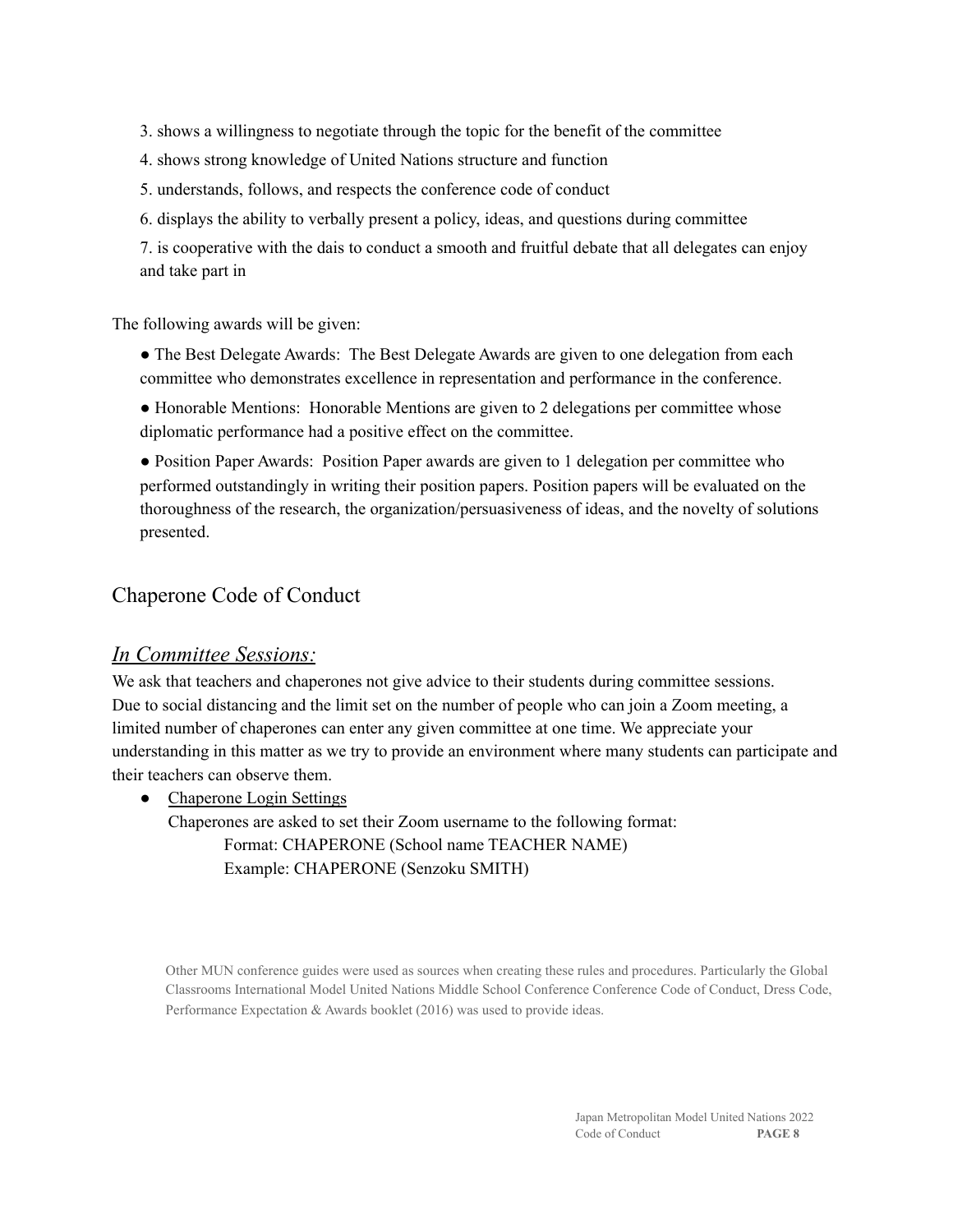3. shows a willingness to negotiate through the topic for the benefit of the committee
4. shows strong knowledge of United Nations structure and function
5. understands, follows, and respects the conference code of conduct
6. displays the ability to verbally present a policy, ideas, and questions during committee
7. is cooperative with the dais to conduct a smooth and fruitful debate that all delegates can enjoy and take part in

The following awards will be given:

- The Best Delegate Awards: The Best Delegate Awards are given to one delegation from each committee who demonstrates excellence in representation and performance in the conference.
- Honorable Mentions: Honorable Mentions are given to 2 delegations per committee whose diplomatic performance had a positive effect on the committee.
- Position Paper Awards: Position Paper awards are given to 1 delegation per committee who performed outstandingly in writing their position papers. Position papers will be evaluated on the thoroughness of the research, the organization/persuasiveness of ideas, and the novelty of solutions presented.

## Chaperone Code of Conduct

### *In Committee Sessions:*

We ask that teachers and chaperones not give advice to their students during committee sessions. Due to social distancing and the limit set on the number of people who can join a Zoom meeting, a limited number of chaperones can enter any given committee at one time. We appreciate your understanding in this matter as we try to provide an environment where many students can participate and their teachers can observe them.

- Chaperone Login Settings

  Chaperones are asked to set their Zoom username to the following format:

  Format: CHAPERONE (School name TEACHER NAME)

  Example: CHAPERONE (Senzoku SMITH)

Other MUN conference guides were used as sources when creating these rules and procedures. Particularly the Global Classrooms International Model United Nations Middle School Conference Conference Code of Conduct, Dress Code, Performance Expectation & Awards booklet (2016) was used to provide ideas.